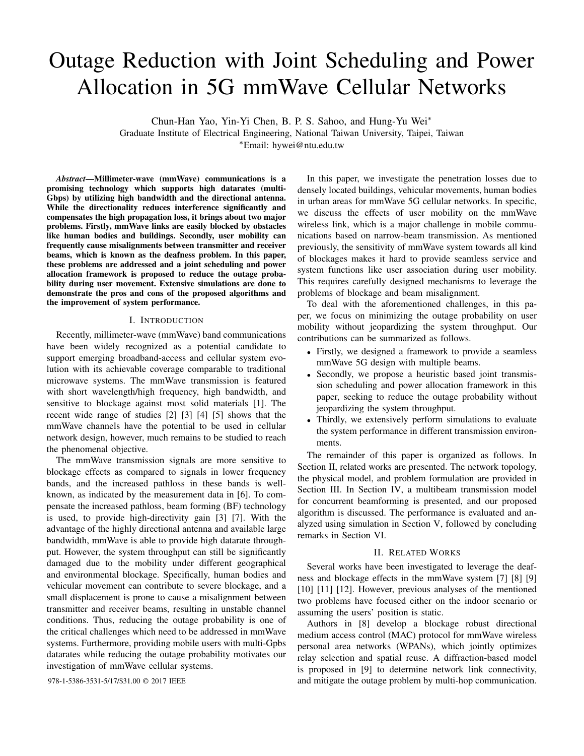# Outage Reduction with Joint Scheduling and Power Allocation in 5G mmWave Cellular Networks

Chun-Han Yao, Yin-Yi Chen, B. P. S. Sahoo, and Hung-Yu Wei*

Graduate Institute of Electrical Engineering, National Taiwan University, Taipei, Taiwan

*Email: hywei@ntu.edu.tw

***Abstract*—Millimeter-wave (mmWave) communications is a promising technology which supports high datarates (multi-Gbps) by utilizing high bandwidth and the directional antenna. While the directionality reduces interference significantly and compensates the high propagation loss, it brings about two major problems. Firstly, mmWave links are easily blocked by obstacles like human bodies and buildings. Secondly, user mobility can frequently cause misalignments between transmitter and receiver beams, which is known as the deafness problem. In this paper, these problems are addressed and a joint scheduling and power allocation framework is proposed to reduce the outage probability during user movement. Extensive simulations are done to demonstrate the pros and cons of the proposed algorithms and the improvement of system performance.**

## I. Introduction

Recently, millimeter-wave (mmWave) band communications have been widely recognized as a potential candidate to support emerging broadband-access and cellular system evolution with its achievable coverage comparable to traditional microwave systems. The mmWave transmission is featured with short wavelength/high frequency, high bandwidth, and sensitive to blockage against most solid materials [1]. The recent wide range of studies [2] [3] [4] [5] shows that the mmWave channels have the potential to be used in cellular network design, however, much remains to be studied to reach the phenomenal objective.

The mmWave transmission signals are more sensitive to blockage effects as compared to signals in lower frequency bands, and the increased pathloss in these bands is well-known, as indicated by the measurement data in [6]. To compensate the increased pathloss, beam forming (BF) technology is used, to provide high-directivity gain [3] [7]. With the advantage of the highly directional antenna and available large bandwidth, mmWave is able to provide high datarate throughput. However, the system throughput can still be significantly damaged due to the mobility under different geographical and environmental blockage. Specifically, human bodies and vehicular movement can contribute to severe blockage, and a small displacement is prone to cause a misalignment between transmitter and receiver beams, resulting in unstable channel conditions. Thus, reducing the outage probability is one of the critical challenges which need to be addressed in mmWave systems. Furthermore, providing mobile users with multi-Gpbs datarates while reducing the outage probability motivates our investigation of mmWave cellular systems.

In this paper, we investigate the penetration losses due to densely located buildings, vehicular movements, human bodies in urban areas for mmWave 5G cellular networks. In specific, we discuss the effects of user mobility on the mmWave wireless link, which is a major challenge in mobile communications based on narrow-beam transmission. As mentioned previously, the sensitivity of mmWave system towards all kind of blockages makes it hard to provide seamless service and system functions like user association during user mobility. This requires carefully designed mechanisms to leverage the problems of blockage and beam misalignment.

To deal with the aforementioned challenges, in this paper, we focus on minimizing the outage probability on user mobility without jeopardizing the system throughput. Our contributions can be summarized as follows.

- Firstly, we designed a framework to provide a seamless mmWave 5G design with multiple beams.
- Secondly, we propose a heuristic based joint transmission scheduling and power allocation framework in this paper, seeking to reduce the outage probability without jeopardizing the system throughput.
- Thirdly, we extensively perform simulations to evaluate the system performance in different transmission environments.

The remainder of this paper is organized as follows. In Section II, related works are presented. The network topology, the physical model, and problem formulation are provided in Section III. In Section IV, a multibeam transmission model for concurrent beamforming is presented, and our proposed algorithm is discussed. The performance is evaluated and analyzed using simulation in Section V, followed by concluding remarks in Section VI.

## II. Related Works

Several works have been investigated to leverage the deafness and blockage effects in the mmWave system [7] [8] [9] [10] [11] [12]. However, previous analyses of the mentioned two problems have focused either on the indoor scenario or assuming the users' position is static.

Authors in [8] develop a blockage robust directional medium access control (MAC) protocol for mmWave wireless personal area networks (WPANs), which jointly optimizes relay selection and spatial reuse. A diffraction-based model is proposed in [9] to determine network link connectivity, and mitigate the outage problem by multi-hop communication.

978-1-5386-3531-5/17/$31.00 © 2017 IEEE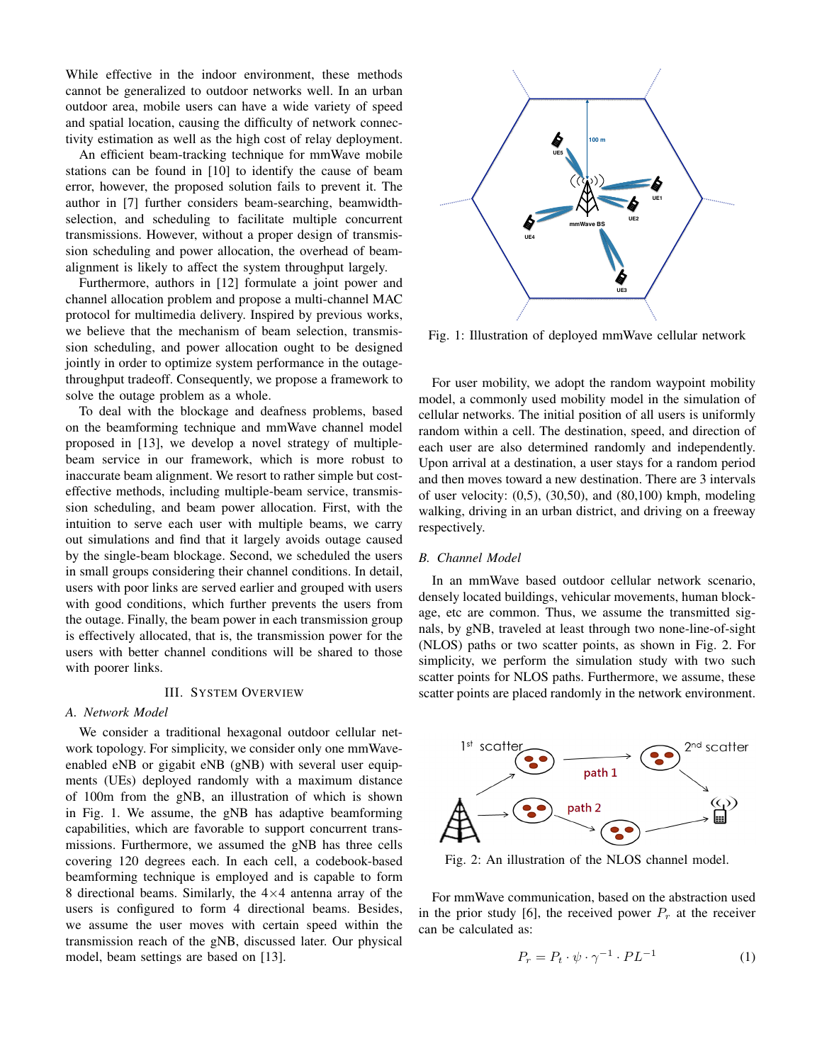While effective in the indoor environment, these methods cannot be generalized to outdoor networks well. In an urban outdoor area, mobile users can have a wide variety of speed and spatial location, causing the difficulty of network connectivity estimation as well as the high cost of relay deployment.

An efficient beam-tracking technique for mmWave mobile stations can be found in [10] to identify the cause of beam error, however, the proposed solution fails to prevent it. The author in [7] further considers beam-searching, beamwidth-selection, and scheduling to facilitate multiple concurrent transmissions. However, without a proper design of transmission scheduling and power allocation, the overhead of beam-alignment is likely to affect the system throughput largely.

Furthermore, authors in [12] formulate a joint power and channel allocation problem and propose a multi-channel MAC protocol for multimedia delivery. Inspired by previous works, we believe that the mechanism of beam selection, transmission scheduling, and power allocation ought to be designed jointly in order to optimize system performance in the outage-throughput tradeoff. Consequently, we propose a framework to solve the outage problem as a whole.

To deal with the blockage and deafness problems, based on the beamforming technique and mmWave channel model proposed in [13], we develop a novel strategy of multiple-beam service in our framework, which is more robust to inaccurate beam alignment. We resort to rather simple but cost-effective methods, including multiple-beam service, transmission scheduling, and beam power allocation. First, with the intuition to serve each user with multiple beams, we carry out simulations and find that it largely avoids outage caused by the single-beam blockage. Second, we scheduled the users in small groups considering their channel conditions. In detail, users with poor links are served earlier and grouped with users with good conditions, which further prevents the users from the outage. Finally, the beam power in each transmission group is effectively allocated, that is, the transmission power for the users with better channel conditions will be shared to those with poorer links.

## III. System Overview

### A. Network Model

We consider a traditional hexagonal outdoor cellular network topology. For simplicity, we consider only one mmWave-enabled eNB or gigabit eNB (gNB) with several user equipments (UEs) deployed randomly with a maximum distance of 100m from the gNB, an illustration of which is shown in Fig. 1. We assume, the gNB has adaptive beamforming capabilities, which are favorable to support concurrent transmissions. Furthermore, we assumed the gNB has three cells covering 120 degrees each. In each cell, a codebook-based beamforming technique is employed and is capable to form 8 directional beams. Similarly, the $4 \times 4$ antenna array of the users is configured to form 4 directional beams. Besides, we assume the user moves with certain speed within the transmission reach of the gNB, discussed later. Our physical model, beam settings are based on [13].

Fig. 1: Illustration of deployed mmWave cellular network

For user mobility, we adopt the random waypoint mobility model, a commonly used mobility model in the simulation of cellular networks. The initial position of all users is uniformly random within a cell. The destination, speed, and direction of each user are also determined randomly and independently. Upon arrival at a destination, a user stays for a random period and then moves toward a new destination. There are 3 intervals of user velocity: (0,5), (30,50), and (80,100) kmph, modeling walking, driving in an urban district, and driving on a freeway respectively.

### B. Channel Model

In an mmWave based outdoor cellular network scenario, densely located buildings, vehicular movements, human blockage, etc are common. Thus, we assume the transmitted signals, by gNB, traveled at least through two none-line-of-sight (NLOS) paths or two scatter points, as shown in Fig. 2. For simplicity, we perform the simulation study with two such scatter points for NLOS paths. Furthermore, we assume, these scatter points are placed randomly in the network environment.

Fig. 2: An illustration of the NLOS channel model.

For mmWave communication, based on the abstraction used in the prior study [6], the received power $P_r$ at the receiver can be calculated as:

$$P_r = P_t \cdot \psi \cdot \gamma^{-1} \cdot PL^{-1} \tag{1}$$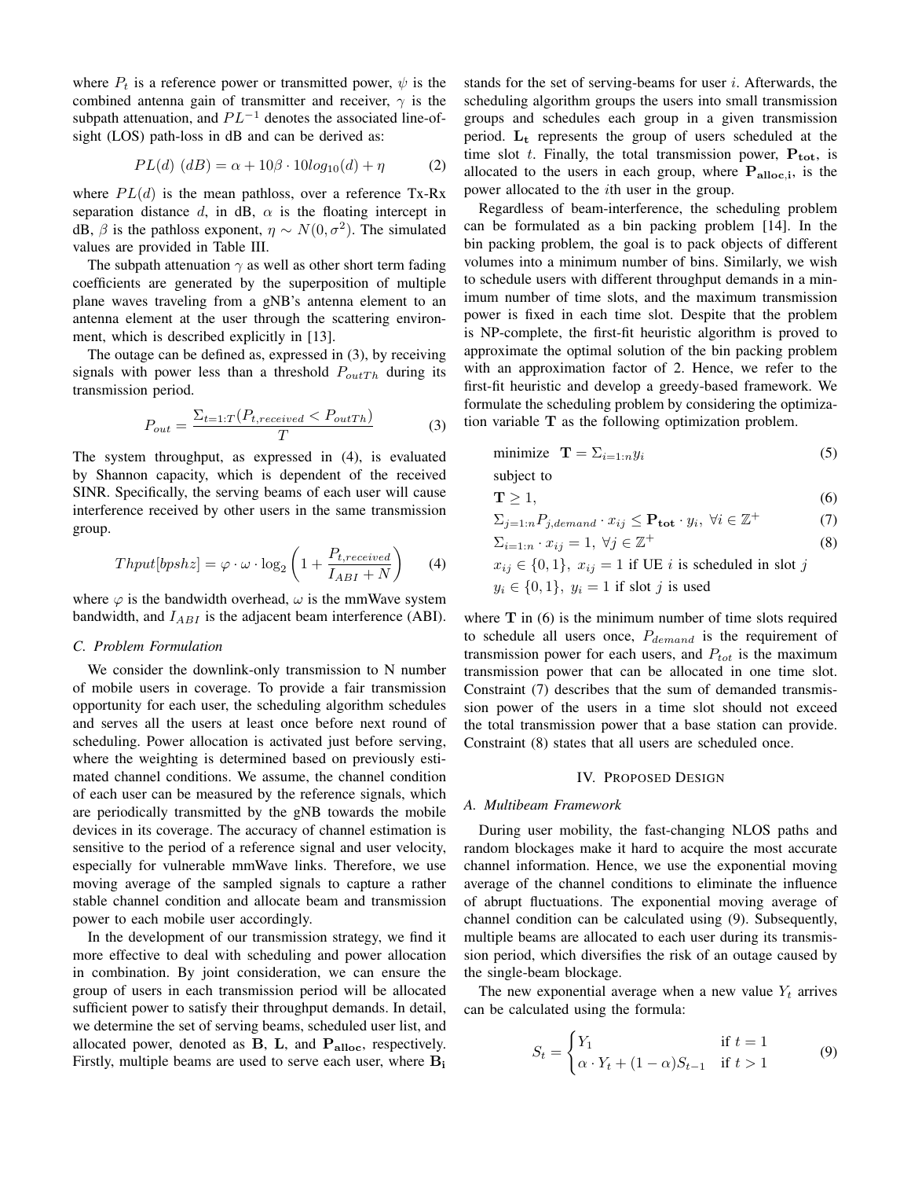where $P_t$ is a reference power or transmitted power, $\psi$ is the combined antenna gain of transmitter and receiver, $\gamma$ is the subpath attenuation, and $PL^{-1}$ denotes the associated line-of-sight (LOS) path-loss in dB and can be derived as:

$$PL(d)\ (dB) = \alpha + 10\beta \cdot 10log_{10}(d) + \eta \tag{2}$$

where $PL(d)$ is the mean pathloss, over a reference Tx-Rx separation distance $d$, in dB, $\alpha$ is the floating intercept in dB, $\beta$ is the pathloss exponent, $\eta \sim N(0, \sigma^2)$. The simulated values are provided in Table III.

The subpath attenuation $\gamma$ as well as other short term fading coefficients are generated by the superposition of multiple plane waves traveling from a gNB's antenna element to an antenna element at the user through the scattering environment, which is described explicitly in [13].

The outage can be defined as, expressed in (3), by receiving signals with power less than a threshold $P_{outTh}$ during its transmission period.

$$P_{out} = \frac{\Sigma_{t=1:T}(P_{t,received} < P_{outTh})}{T} \tag{3}$$

The system throughput, as expressed in (4), is evaluated by Shannon capacity, which is dependent of the received SINR. Specifically, the serving beams of each user will cause interference received by other users in the same transmission group.

$$Thput[bpshz] = \varphi \cdot \omega \cdot \log_2\left(1 + \frac{P_{t,received}}{I_{ABI} + N}\right) \tag{4}$$

where $\varphi$ is the bandwidth overhead, $\omega$ is the mmWave system bandwidth, and $I_{ABI}$ is the adjacent beam interference (ABI).

### C. Problem Formulation

We consider the downlink-only transmission to N number of mobile users in coverage. To provide a fair transmission opportunity for each user, the scheduling algorithm schedules and serves all the users at least once before next round of scheduling. Power allocation is activated just before serving, where the weighting is determined based on previously estimated channel conditions. We assume, the channel condition of each user can be measured by the reference signals, which are periodically transmitted by the gNB towards the mobile devices in its coverage. The accuracy of channel estimation is sensitive to the period of a reference signal and user velocity, especially for vulnerable mmWave links. Therefore, we use moving average of the sampled signals to capture a rather stable channel condition and allocate beam and transmission power to each mobile user accordingly.

In the development of our transmission strategy, we find it more effective to deal with scheduling and power allocation in combination. By joint consideration, we can ensure the group of users in each transmission period will be allocated sufficient power to satisfy their throughput demands. In detail, we determine the set of serving beams, scheduled user list, and allocated power, denoted as $\mathbf{B}$, $\mathbf{L}$, and $\mathbf{P_{alloc}}$, respectively. Firstly, multiple beams are used to serve each user, where $\mathbf{B_i}$ stands for the set of serving-beams for user $i$. Afterwards, the scheduling algorithm groups the users into small transmission groups and schedules each group in a given transmission period. $\mathbf{L_t}$ represents the group of users scheduled at the time slot $t$. Finally, the total transmission power, $\mathbf{P_{tot}}$, is allocated to the users in each group, where $\mathbf{P_{alloc,i}}$, is the power allocated to the $i$th user in the group.

Regardless of beam-interference, the scheduling problem can be formulated as a bin packing problem [14]. In the bin packing problem, the goal is to pack objects of different volumes into a minimum number of bins. Similarly, we wish to schedule users with different throughput demands in a minimum number of time slots, and the maximum transmission power is fixed in each time slot. Despite that the problem is NP-complete, the first-fit heuristic algorithm is proved to approximate the optimal solution of the bin packing problem with an approximation factor of 2. Hence, we refer to the first-fit heuristic and develop a greedy-based framework. We formulate the scheduling problem by considering the optimization variable $\mathbf{T}$ as the following optimization problem.

$$\text{minimize} \quad \mathbf{T} = \Sigma_{i=1:n} y_i \tag{5}$$

subject to

$$\mathbf{T} \geq 1, \tag{6}$$

$$\Sigma_{j=1:n} P_{j,demand} \cdot x_{ij} \leq \mathbf{P_{tot}} \cdot y_i, \ \forall i \in \mathbb{Z}^+ \tag{7}$$

$$\Sigma_{i=1:n} \cdot x_{ij} = 1, \ \forall j \in \mathbb{Z}^+ \tag{8}$$

$$x_{ij} \in \{0, 1\}, \ x_{ij} = 1 \text{ if UE } i \text{ is scheduled in slot } j$$

$$y_i \in \{0, 1\}, \ y_i = 1 \text{ if slot } j \text{ is used}$$

where $\mathbf{T}$ in (6) is the minimum number of time slots required to schedule all users once, $P_{demand}$ is the requirement of transmission power for each users, and $P_{tot}$ is the maximum transmission power that can be allocated in one time slot. Constraint (7) describes that the sum of demanded transmission power of the users in a time slot should not exceed the total transmission power that a base station can provide. Constraint (8) states that all users are scheduled once.

## IV. Proposed Design

### A. Multibeam Framework

During user mobility, the fast-changing NLOS paths and random blockages make it hard to acquire the most accurate channel information. Hence, we use the exponential moving average of the channel conditions to eliminate the influence of abrupt fluctuations. The exponential moving average of channel condition can be calculated using (9). Subsequently, multiple beams are allocated to each user during its transmission period, which diversifies the risk of an outage caused by the single-beam blockage.

The new exponential average when a new value $Y_t$ arrives can be calculated using the formula:

$$S_t = \begin{cases} Y_1 & \text{if } t = 1 \\ \alpha \cdot Y_t + (1 - \alpha) S_{t-1} & \text{if } t > 1 \end{cases} \tag{9}$$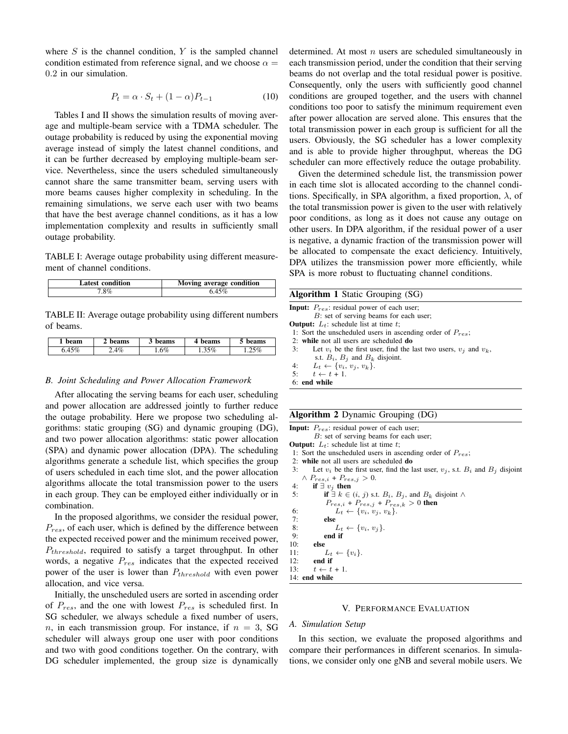where $S$ is the channel condition, $Y$ is the sampled channel condition estimated from reference signal, and we choose $\alpha = 0.2$ in our simulation.

$$P_t = \alpha \cdot S_t + (1 - \alpha)P_{t-1} \tag{10}$$

Tables I and II shows the simulation results of moving average and multiple-beam service with a TDMA scheduler. The outage probability is reduced by using the exponential moving average instead of simply the latest channel conditions, and it can be further decreased by employing multiple-beam service. Nevertheless, since the users scheduled simultaneously cannot share the same transmitter beam, serving users with more beams causes higher complexity in scheduling. In the remaining simulations, we serve each user with two beams that have the best average channel conditions, as it has a low implementation complexity and results in sufficiently small outage probability.

TABLE I: Average outage probability using different measurement of channel conditions.

| Latest condition | Moving average condition |
|---|---|
| 7.8% | 6.45% |

TABLE II: Average outage probability using different numbers of beams.

| 1 beam | 2 beams | 3 beams | 4 beams | 5 beams |
|---|---|---|---|---|
| 6.45% | 2.4% | 1.6% | 1.35% | 1.25% |

### B. Joint Scheduling and Power Allocation Framework

After allocating the serving beams for each user, scheduling and power allocation are addressed jointly to further reduce the outage probability. Here we propose two scheduling algorithms: static grouping (SG) and dynamic grouping (DG), and two power allocation algorithms: static power allocation (SPA) and dynamic power allocation (DPA). The scheduling algorithms generate a schedule list, which specifies the group of users scheduled in each time slot, and the power allocation algorithms allocate the total transmission power to the users in each group. They can be employed either individually or in combination.

In the proposed algorithms, we consider the residual power, $P_{res}$, of each user, which is defined by the difference between the expected received power and the minimum received power, $P_{threshold}$, required to satisfy a target throughput. In other words, a negative $P_{res}$ indicates that the expected received power of the user is lower than $P_{threshold}$ with even power allocation, and vice versa.

Initially, the unscheduled users are sorted in ascending order of $P_{res}$, and the one with lowest $P_{res}$ is scheduled first. In SG scheduler, we always schedule a fixed number of users, $n$, in each transmission group. For instance, if $n = 3$, SG scheduler will always group one user with poor conditions and two with good conditions together. On the contrary, with DG scheduler implemented, the group size is dynamically determined. At most $n$ users are scheduled simultaneously in each transmission period, under the condition that their serving beams do not overlap and the total residual power is positive. Consequently, only the users with sufficiently good channel conditions are grouped together, and the users with channel conditions too poor to satisfy the minimum requirement even after power allocation are served alone. This ensures that the total transmission power in each group is sufficient for all the users. Obviously, the SG scheduler has a lower complexity and is able to provide higher throughput, whereas the DG scheduler can more effectively reduce the outage probability.

Given the determined schedule list, the transmission power in each time slot is allocated according to the channel conditions. Specifically, in SPA algorithm, a fixed proportion, $\lambda$, of the total transmission power is given to the user with relatively poor conditions, as long as it does not cause any outage on other users. In DPA algorithm, if the residual power of a user is negative, a dynamic fraction of the transmission power will be allocated to compensate the exact deficiency. Intuitively, DPA utilizes the transmission power more efficiently, while SPA is more robust to fluctuating channel conditions.

**Algorithm 1** Static Grouping (SG)

**Input:** $P_{res}$: residual power of each user;
$B$: set of serving beams for each user;
**Output:** $L_t$: schedule list at time $t$;
1: Sort the unscheduled users in ascending order of $P_{res}$;
2: **while** not all users are scheduled **do**
3: Let $v_i$ be the first user, find the last two users, $v_j$ and $v_k$, s.t. $B_i$, $B_j$ and $B_k$ disjoint.
4: $L_t \leftarrow \{v_i, v_j, v_k\}$.
5: $t \leftarrow t + 1$.
6: **end while**

**Algorithm 2** Dynamic Grouping (DG)

**Input:** $P_{res}$: residual power of each user;
$B$: set of serving beams for each user;
**Output:** $L_t$: schedule list at time $t$;
1: Sort the unscheduled users in ascending order of $P_{res}$;
2: **while** not all users are scheduled **do**
3: Let $v_i$ be the first user, find the last user, $v_j$, s.t. $B_i$ and $B_j$ disjoint $\wedge$ $P_{res,i} + P_{res,j} > 0$.
4: **if** $\exists$ $v_j$ **then**
5: **if** $\exists$ $k \in (i, j)$ s.t. $B_i$, $B_j$, and $B_k$ disjoint $\wedge$ $P_{res,i} + P_{res,j} + P_{res,k} > 0$ **then**
6: $L_t \leftarrow \{v_i, v_j, v_k\}$.
7: **else**
8: $L_t \leftarrow \{v_i, v_j\}$.
9: **end if**
10: **else**
11: $L_t \leftarrow \{v_i\}$.
12: **end if**
13: $t \leftarrow t + 1$.
14: **end while**

## V. Performance Evaluation

### A. Simulation Setup

In this section, we evaluate the proposed algorithms and compare their performances in different scenarios. In simulations, we consider only one gNB and several mobile users. We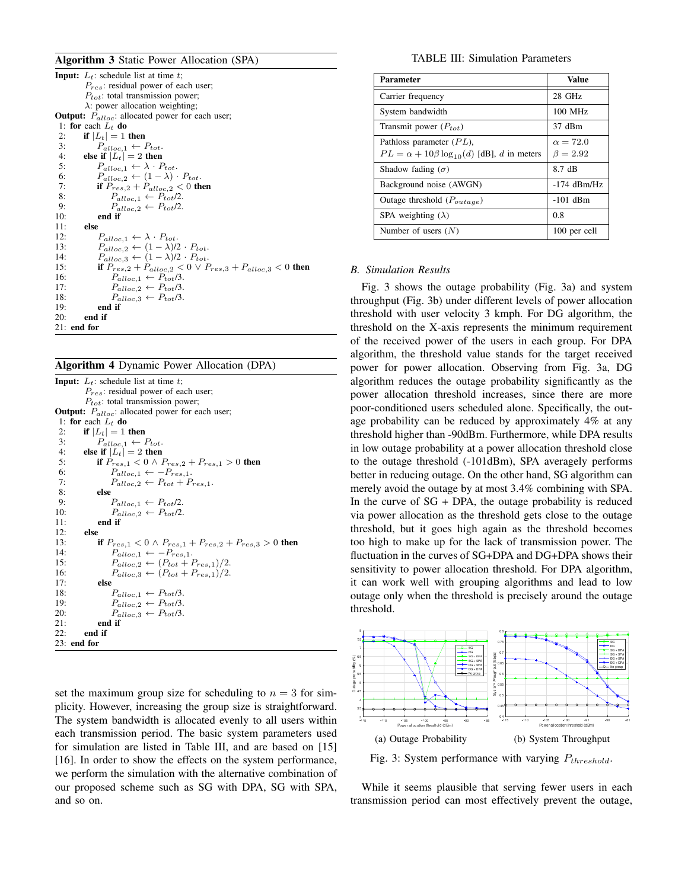**Algorithm 3** Static Power Allocation (SPA)

**Input:** $L_t$: schedule list at time $t$;
$P_{res}$: residual power of each user;
$P_{tot}$: total transmission power;
$\lambda$: power allocation weighting;
**Output:** $P_{alloc}$: allocated power for each user;

```
1: for each L_t do
2:   if |L_t| = 1 then
3:     P_alloc,1 ← P_tot.
4:   else if |L_t| = 2 then
5:     P_alloc,1 ← λ · P_tot.
6:     P_alloc,2 ← (1 − λ) · P_tot.
7:     if P_res,2 + P_alloc,2 < 0 then
8:       P_alloc,1 ← P_tot/2.
9:       P_alloc,2 ← P_tot/2.
10:    end if
11:  else
12:    P_alloc,1 ← λ · P_tot.
13:    P_alloc,2 ← (1 − λ)/2 · P_tot.
14:    P_alloc,3 ← (1 − λ)/2 · P_tot.
15:    if P_res,2 + P_alloc,2 < 0 ∨ P_res,3 + P_alloc,3 < 0 then
16:      P_alloc,1 ← P_tot/3.
17:      P_alloc,2 ← P_tot/3.
18:      P_alloc,3 ← P_tot/3.
19:    end if
20:  end if
21: end for
```

**Algorithm 4** Dynamic Power Allocation (DPA)

**Input:** $L_t$: schedule list at time $t$;
$P_{res}$: residual power of each user;
$P_{tot}$: total transmission power;
**Output:** $P_{alloc}$: allocated power for each user;

```
1: for each L_t do
2:   if |L_t| = 1 then
3:     P_alloc,1 ← P_tot.
4:   else if |L_t| = 2 then
5:     if P_res,1 < 0 ∧ P_res,2 + P_res,1 > 0 then
6:       P_alloc,1 ← −P_res,1.
7:       P_alloc,2 ← P_tot + P_res,1.
8:     else
9:       P_alloc,1 ← P_tot/2.
10:      P_alloc,2 ← P_tot/2.
11:    end if
12:  else
13:    if P_res,1 < 0 ∧ P_res,1 + P_res,2 + P_res,3 > 0 then
14:      P_alloc,1 ← −P_res,1.
15:      P_alloc,2 ← (P_tot + P_res,1)/2.
16:      P_alloc,3 ← (P_tot + P_res,1)/2.
17:    else
18:      P_alloc,1 ← P_tot/3.
19:      P_alloc,2 ← P_tot/3.
20:      P_alloc,3 ← P_tot/3.
21:    end if
22:  end if
23: end for
```

set the maximum group size for scheduling to $n = 3$ for simplicity. However, increasing the group size is straightforward. The system bandwidth is allocated evenly to all users within each transmission period. The basic system parameters used for simulation are listed in Table III, and are based on [15] [16]. In order to show the effects on the system performance, we perform the simulation with the alternative combination of our proposed scheme such as SG with DPA, SG with SPA, and so on.

TABLE III: Simulation Parameters

| Parameter | Value |
|---|---|
| Carrier frequency | 28 GHz |
| System bandwidth | 100 MHz |
| Transmit power ($P_{tot}$) | 37 dBm |
| Pathloss parameter ($PL$), $PL = \alpha + 10\beta \log_{10}(d)$ [dB], $d$ in meters | $\alpha = 72.0$ $\beta = 2.92$ |
| Shadow fading ($\sigma$) | 8.7 dB |
| Background noise (AWGN) | -174 dBm/Hz |
| Outage threshold ($P_{outage}$) | -101 dBm |
| SPA weighting ($\lambda$) | 0.8 |
| Number of users ($N$) | 100 per cell |

### B. Simulation Results

Fig. 3 shows the outage probability (Fig. 3a) and system throughput (Fig. 3b) under different levels of power allocation threshold with user velocity 3 kmph. For DG algorithm, the threshold on the X-axis represents the minimum requirement of the received power of the users in each group. For DPA algorithm, the threshold value stands for the target received power for power allocation. Observing from Fig. 3a, DG algorithm reduces the outage probability significantly as the power allocation threshold increases, since there are more poor-conditioned users scheduled alone. Specifically, the outage probability can be reduced by approximately 4% at any threshold higher than -90dBm. Furthermore, while DPA results in low outage probability at a power allocation threshold close to the outage threshold (-101dBm), SPA averagely performs better in reducing outage. On the other hand, SG algorithm can merely avoid the outage by at most 3.4% combining with SPA. In the curve of SG + DPA, the outage probability is reduced via power allocation as the threshold gets close to the outage threshold, but it goes high again as the threshold becomes too high to make up for the lack of transmission power. The fluctuation in the curves of SG+DPA and DG+DPA shows their sensitivity to power allocation threshold. For DPA algorithm, it can work well with grouping algorithms and lead to low outage only when the threshold is precisely around the outage threshold.

(a) Outage Probability

(b) System Throughput

Fig. 3: System performance with varying $P_{threshold}$.

While it seems plausible that serving fewer users in each transmission period can most effectively prevent the outage,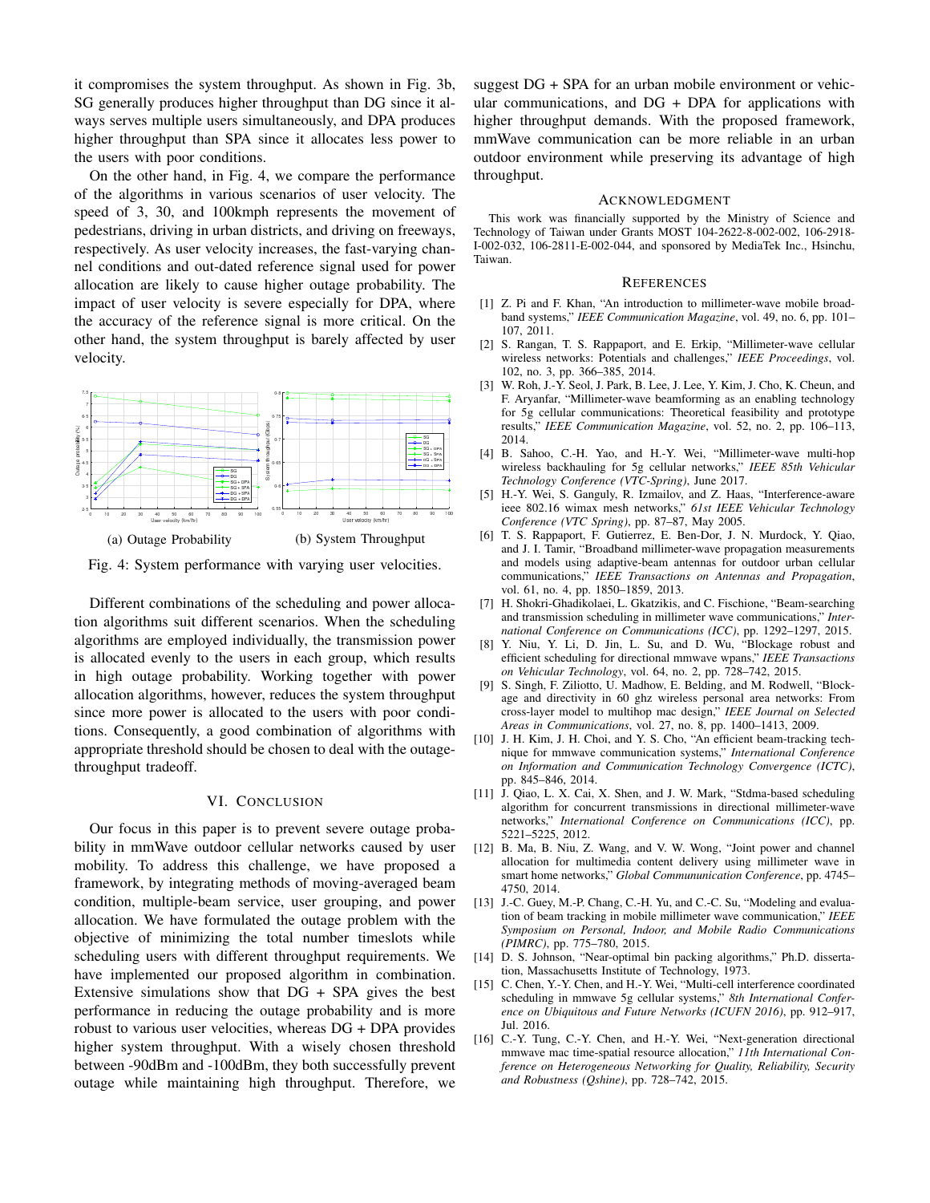it compromises the system throughput. As shown in Fig. 3b, SG generally produces higher throughput than DG since it always serves multiple users simultaneously, and DPA produces higher throughput than SPA since it allocates less power to the users with poor conditions.

On the other hand, in Fig. 4, we compare the performance of the algorithms in various scenarios of user velocity. The speed of 3, 30, and 100kmph represents the movement of pedestrians, driving in urban districts, and driving on freeways, respectively. As user velocity increases, the fast-varying channel conditions and out-dated reference signal used for power allocation are likely to cause higher outage probability. The impact of user velocity is severe especially for DPA, where the accuracy of the reference signal is more critical. On the other hand, the system throughput is barely affected by user velocity.

Outage probability (%)
7.5
7
6.5
6
5.5
5
4.5
4
3.5
3
2.5
0 10 20 30 40 50 60 70 80 90 100
User velocity (km/hr)
SG
DG
SG + DPA
SG + SPA
DG + SPA
DG + DPA

(a) Outage Probability

System throughput (Gbps)
0.8
0.75
0.7
0.65
0.6
0.55
0 10 20 30 40 50 60 70 80 90 100
User velocity (km/hr)
SG
DG
SG + DPA
SG + SPA
DG + SPA
DG + DPA

(b) System Throughput

Fig. 4: System performance with varying user velocities.

Different combinations of the scheduling and power allocation algorithms suit different scenarios. When the scheduling algorithms are employed individually, the transmission power is allocated evenly to the users in each group, which results in high outage probability. Working together with power allocation algorithms, however, reduces the system throughput since more power is allocated to the users with poor conditions. Consequently, a good combination of algorithms with appropriate threshold should be chosen to deal with the outage-throughput tradeoff.

## VI. Conclusion

Our focus in this paper is to prevent severe outage probability in mmWave outdoor cellular networks caused by user mobility. To address this challenge, we have proposed a framework, by integrating methods of moving-averaged beam condition, multiple-beam service, user grouping, and power allocation. We have formulated the outage problem with the objective of minimizing the total number timeslots while scheduling users with different throughput requirements. We have implemented our proposed algorithm in combination. Extensive simulations show that DG + SPA gives the best performance in reducing the outage probability and is more robust to various user velocities, whereas DG + DPA provides higher system throughput. With a wisely chosen threshold between -90dBm and -100dBm, they both successfully prevent outage while maintaining high throughput. Therefore, we suggest DG + SPA for an urban mobile environment or vehicular communications, and DG + DPA for applications with higher throughput demands. With the proposed framework, mmWave communication can be more reliable in an urban outdoor environment while preserving its advantage of high throughput.

## Acknowledgment

This work was financially supported by the Ministry of Science and Technology of Taiwan under Grants MOST 104-2622-8-002-002, 106-2918-I-002-032, 106-2811-E-002-044, and sponsored by MediaTek Inc., Hsinchu, Taiwan.

## References

[1] Z. Pi and F. Khan, "An introduction to millimeter-wave mobile broadband systems," *IEEE Communication Magazine*, vol. 49, no. 6, pp. 101–107, 2011.

[2] S. Rangan, T. S. Rappaport, and E. Erkip, "Millimeter-wave cellular wireless networks: Potentials and challenges," *IEEE Proceedings*, vol. 102, no. 3, pp. 366–385, 2014.

[3] W. Roh, J.-Y. Seol, J. Park, B. Lee, J. Lee, Y. Kim, J. Cho, K. Cheun, and F. Aryanfar, "Millimeter-wave beamforming as an enabling technology for 5g cellular communications: Theoretical feasibility and prototype results," *IEEE Communication Magazine*, vol. 52, no. 2, pp. 106–113, 2014.

[4] B. Sahoo, C.-H. Yao, and H.-Y. Wei, "Millimeter-wave multi-hop wireless backhauling for 5g cellular networks," *IEEE 85th Vehicular Technology Conference (VTC-Spring)*, June 2017.

[5] H.-Y. Wei, S. Ganguly, R. Izmailov, and Z. Haas, "Interference-aware ieee 802.16 wimax mesh networks," *61st IEEE Vehicular Technology Conference (VTC Spring)*, pp. 87–87, May 2005.

[6] T. S. Rappaport, F. Gutierrez, E. Ben-Dor, J. N. Murdock, Y. Qiao, and J. I. Tamir, "Broadband millimeter-wave propagation measurements and models using adaptive-beam antennas for outdoor urban cellular communications," *IEEE Transactions on Antennas and Propagation*, vol. 61, no. 4, pp. 1850–1859, 2013.

[7] H. Shokri-Ghadikolaei, L. Gkatzikis, and C. Fischione, "Beam-searching and transmission scheduling in millimeter wave communications," *International Conference on Communications (ICC)*, pp. 1292–1297, 2015.

[8] Y. Niu, Y. Li, D. Jin, L. Su, and D. Wu, "Blockage robust and efficient scheduling for directional mmwave wpans," *IEEE Transactions on Vehicular Technology*, vol. 64, no. 2, pp. 728–742, 2015.

[9] S. Singh, F. Ziliotto, U. Madhow, E. Belding, and M. Rodwell, "Blockage and directivity in 60 ghz wireless personal area networks: From cross-layer model to multihop mac design," *IEEE Journal on Selected Areas in Communications*, vol. 27, no. 8, pp. 1400–1413, 2009.

[10] J. H. Kim, J. H. Choi, and Y. S. Cho, "An efficient beam-tracking technique for mmwave communication systems," *International Conference on Information and Communication Technology Convergence (ICTC)*, pp. 845–846, 2014.

[11] J. Qiao, L. X. Cai, X. Shen, and J. W. Mark, "Stdma-based scheduling algorithm for concurrent transmissions in directional millimeter-wave networks," *International Conference on Communications (ICC)*, pp. 5221–5225, 2012.

[12] B. Ma, B. Niu, Z. Wang, and V. W. Wong, "Joint power and channel allocation for multimedia content delivery using millimeter wave in smart home networks," *Global Commununication Conference*, pp. 4745–4750, 2014.

[13] J.-C. Guey, M.-P. Chang, C.-H. Yu, and C.-C. Su, "Modeling and evaluation of beam tracking in mobile millimeter wave communication," *IEEE Symposium on Personal, Indoor, and Mobile Radio Communications (PIMRC)*, pp. 775–780, 2015.

[14] D. S. Johnson, "Near-optimal bin packing algorithms," Ph.D. dissertation, Massachusetts Institute of Technology, 1973.

[15] C. Chen, Y.-Y. Chen, and H.-Y. Wei, "Multi-cell interference coordinated scheduling in mmwave 5g cellular systems," *8th International Conference on Ubiquitous and Future Networks (ICUFN 2016)*, pp. 912–917, Jul. 2016.

[16] C.-Y. Tung, C.-Y. Chen, and H.-Y. Wei, "Next-generation directional mmwave mac time-spatial resource allocation," *11th International Conference on Heterogeneous Networking for Quality, Reliability, Security and Robustness (Qshine)*, pp. 728–742, 2015.